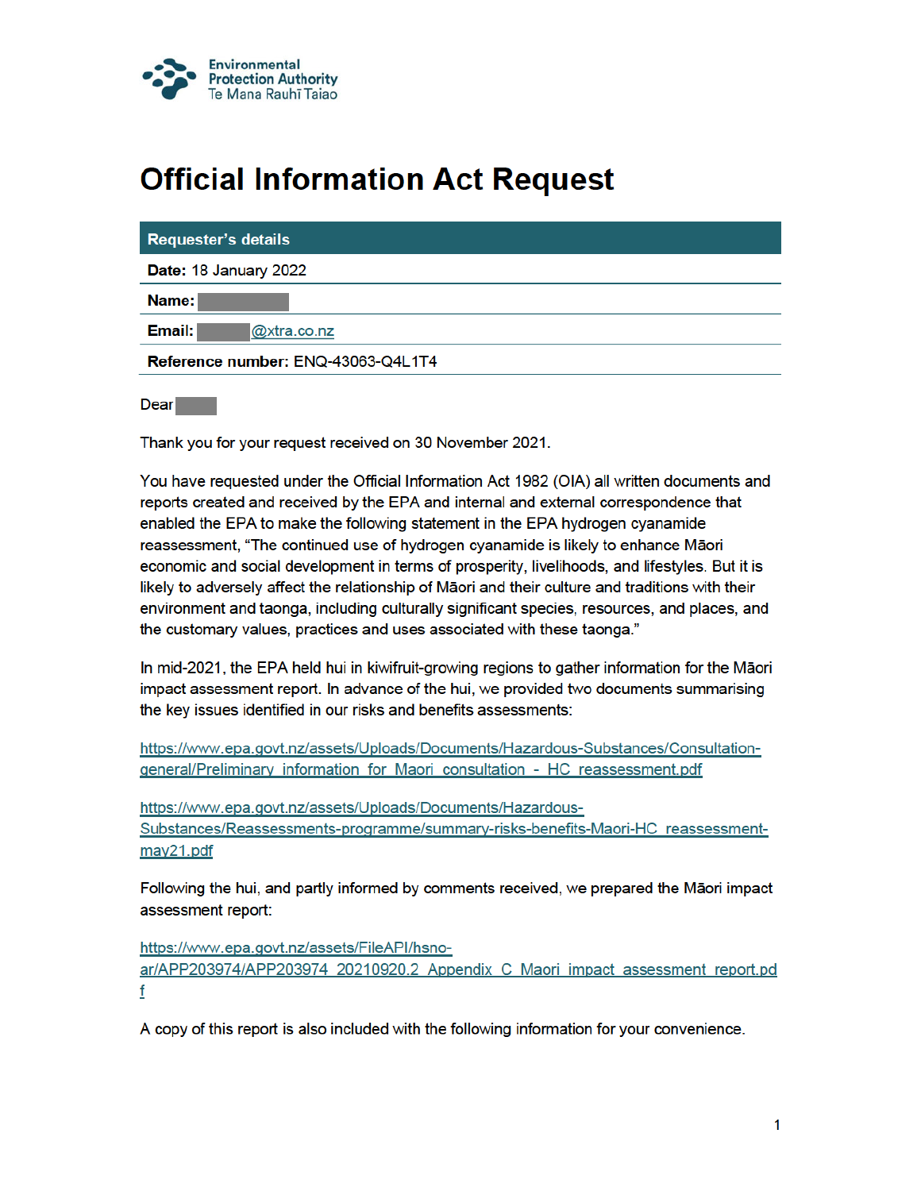Environmental Protection Authority
Te Mana Rauhī Taiao

# Official Information Act Request

| Requester's details |
| --- |
| **Date:** 18 January 2022 |
| **Name:** |
| **Email:** @xtra.co.nz |
| **Reference number:** ENQ-43063-Q4L1T4 |

Dear

Thank you for your request received on 30 November 2021.

You have requested under the Official Information Act 1982 (OIA) all written documents and reports created and received by the EPA and internal and external correspondence that enabled the EPA to make the following statement in the EPA hydrogen cyanamide reassessment, "The continued use of hydrogen cyanamide is likely to enhance Māori economic and social development in terms of prosperity, livelihoods, and lifestyles. But it is likely to adversely affect the relationship of Māori and their culture and traditions with their environment and taonga, including culturally significant species, resources, and places, and the customary values, practices and uses associated with these taonga."

In mid-2021, the EPA held hui in kiwifruit-growing regions to gather information for the Māori impact assessment report. In advance of the hui, we provided two documents summarising the key issues identified in our risks and benefits assessments:

https://www.epa.govt.nz/assets/Uploads/Documents/Hazardous-Substances/Consultation-general/Preliminary_information_for_Maori_consultation_-_HC_reassessment.pdf

https://www.epa.govt.nz/assets/Uploads/Documents/Hazardous-Substances/Reassessments-programme/summary-risks-benefits-Maori-HC_reassessment-may21.pdf

Following the hui, and partly informed by comments received, we prepared the Māori impact assessment report:

https://www.epa.govt.nz/assets/FileAPI/hsno-ar/APP203974/APP203974_20210920.2_Appendix_C_Maori_impact_assessment_report.pdf

A copy of this report is also included with the following information for your convenience.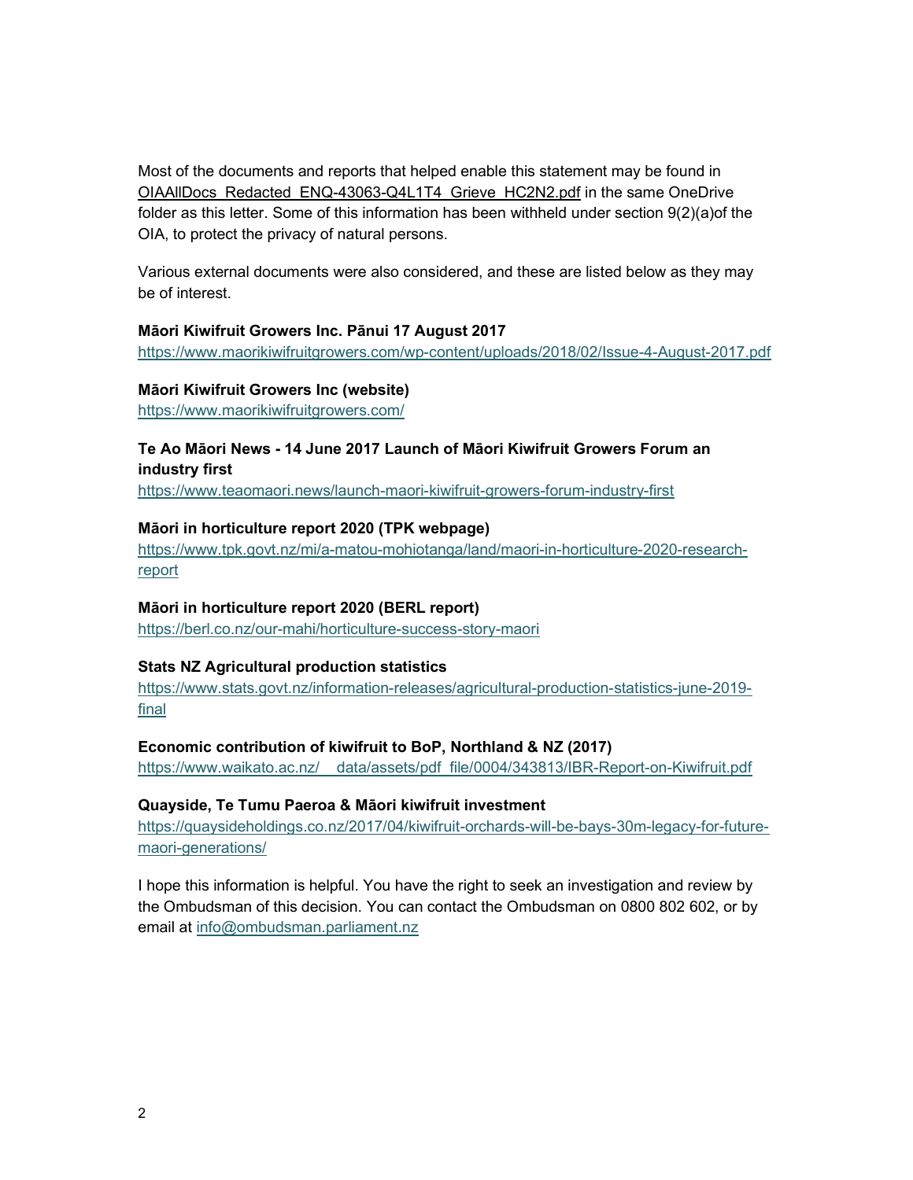Most of the documents and reports that helped enable this statement may be found in OIAAllDocs_Redacted_ENQ-43063-Q4L1T4_Grieve_HC2N2.pdf in the same OneDrive folder as this letter. Some of this information has been withheld under section 9(2)(a)of the OIA, to protect the privacy of natural persons.

Various external documents were also considered, and these are listed below as they may be of interest.

**Māori Kiwifruit Growers Inc. Pānui 17 August 2017**
https://www.maorikiwifruitgrowers.com/wp-content/uploads/2018/02/Issue-4-August-2017.pdf

**Māori Kiwifruit Growers Inc (website)**
https://www.maorikiwifruitgrowers.com/

**Te Ao Māori News - 14 June 2017 Launch of Māori Kiwifruit Growers Forum an industry first**
https://www.teaomaori.news/launch-maori-kiwifruit-growers-forum-industry-first

**Māori in horticulture report 2020 (TPK webpage)**
https://www.tpk.govt.nz/mi/a-matou-mohiotanga/land/maori-in-horticulture-2020-research-report

**Māori in horticulture report 2020 (BERL report)**
https://berl.co.nz/our-mahi/horticulture-success-story-maori

**Stats NZ Agricultural production statistics**
https://www.stats.govt.nz/information-releases/agricultural-production-statistics-june-2019-final

**Economic contribution of kiwifruit to BoP, Northland & NZ (2017)**
https://www.waikato.ac.nz/__data/assets/pdf_file/0004/343813/IBR-Report-on-Kiwifruit.pdf

**Quayside, Te Tumu Paeroa & Māori kiwifruit investment**
https://quaysideholdings.co.nz/2017/04/kiwifruit-orchards-will-be-bays-30m-legacy-for-future-maori-generations/

I hope this information is helpful. You have the right to seek an investigation and review by the Ombudsman of this decision. You can contact the Ombudsman on 0800 802 602, or by email at info@ombudsman.parliament.nz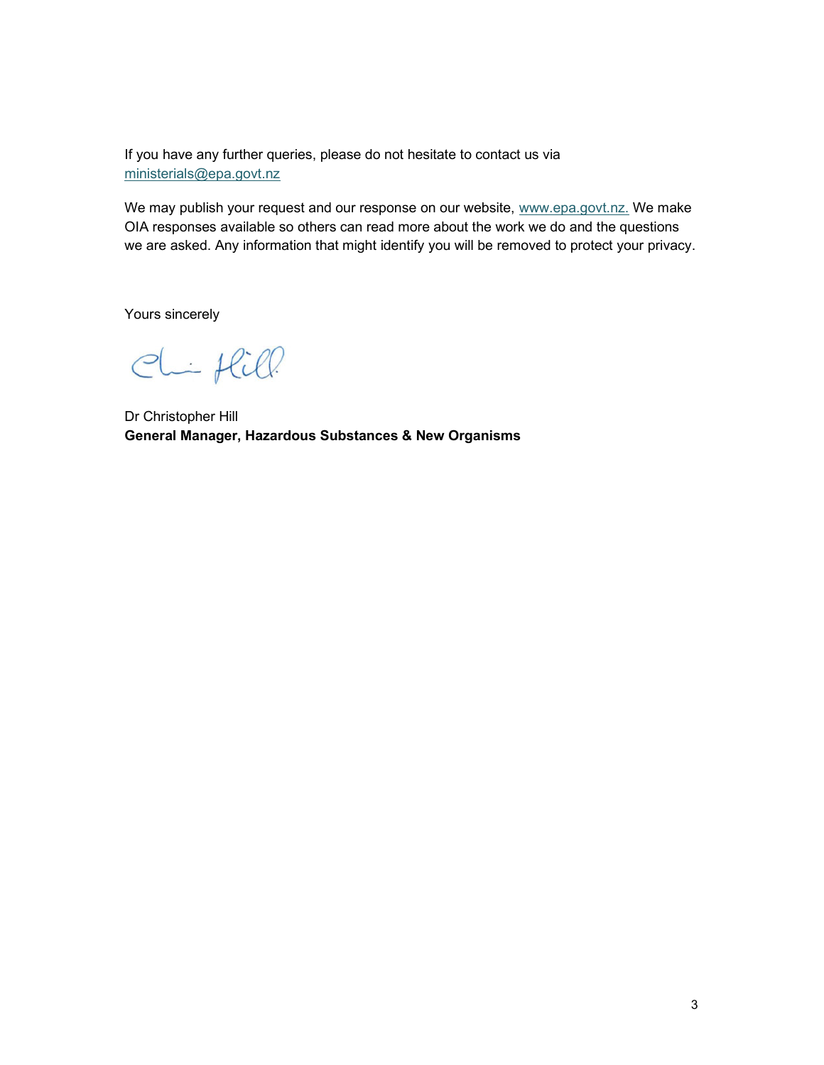If you have any further queries, please do not hesitate to contact us via ministerials@epa.govt.nz

We may publish your request and our response on our website, www.epa.govt.nz. We make OIA responses available so others can read more about the work we do and the questions we are asked. Any information that might identify you will be removed to protect your privacy.

Yours sincerely

Dr Christopher Hill
**General Manager, Hazardous Substances & New Organisms**